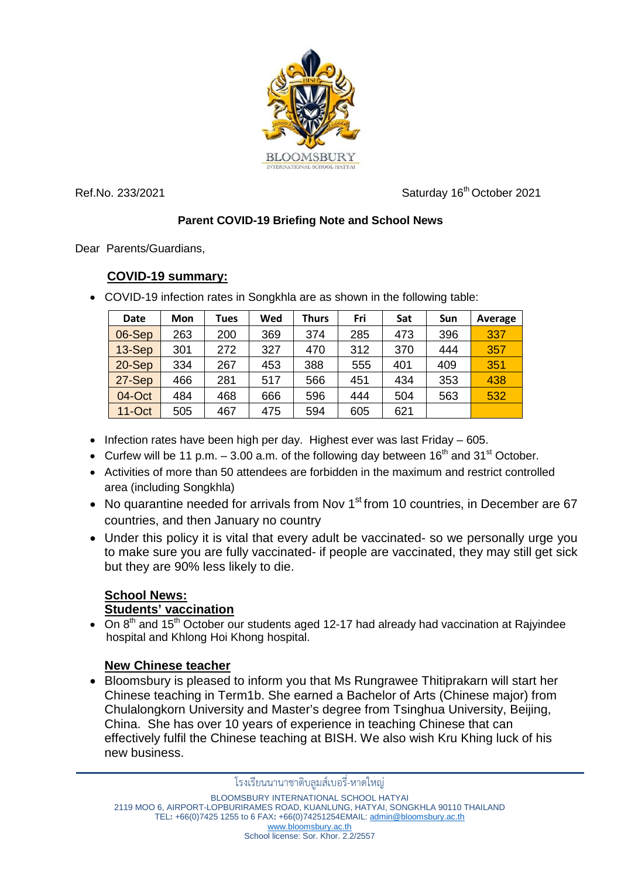Ref.No. 233/2021

Saturday 16th October 2021

## Parent COVID-19 Briefing Note and School News

Dear Parents/Guardians,

### COVID-19 summary:

- COVID-19 infection rates in Songkhla are as shown in the following table:

| Date | Mon | Tues | Wed | Thurs | Fri | Sat | Sun | Average |
|---|---|---|---|---|---|---|---|---|
| 06-Sep | 263 | 200 | 369 | 374 | 285 | 473 | 396 | 337 |
| 13-Sep | 301 | 272 | 327 | 470 | 312 | 370 | 444 | 357 |
| 20-Sep | 334 | 267 | 453 | 388 | 555 | 401 | 409 | 351 |
| 27-Sep | 466 | 281 | 517 | 566 | 451 | 434 | 353 | 438 |
| 04-Oct | 484 | 468 | 666 | 596 | 444 | 504 | 563 | 532 |
| 11-Oct | 505 | 467 | 475 | 594 | 605 | 621 | | |

- Infection rates have been high per day. Highest ever was last Friday – 605.
- Curfew will be 11 p.m. – 3.00 a.m. of the following day between 16th and 31st October.
- Activities of more than 50 attendees are forbidden in the maximum and restrict controlled area (including Songkhla)
- No quarantine needed for arrivals from Nov 1st from 10 countries, in December are 67 countries, and then January no country
- Under this policy it is vital that every adult be vaccinated- so we personally urge you to make sure you are fully vaccinated- if people are vaccinated, they may still get sick but they are 90% less likely to die.

### School News:

#### Students' vaccination

- On 8th and 15th October our students aged 12-17 had already had vaccination at Rajyindee hospital and Khlong Hoi Khong hospital.

#### New Chinese teacher

- Bloomsbury is pleased to inform you that Ms Rungrawee Thitiprakarn will start her Chinese teaching in Term1b. She earned a Bachelor of Arts (Chinese major) from Chulalongkorn University and Master's degree from Tsinghua University, Beijing, China. She has over 10 years of experience in teaching Chinese that can effectively fulfil the Chinese teaching at BISH. We also wish Kru Khing luck of his new business.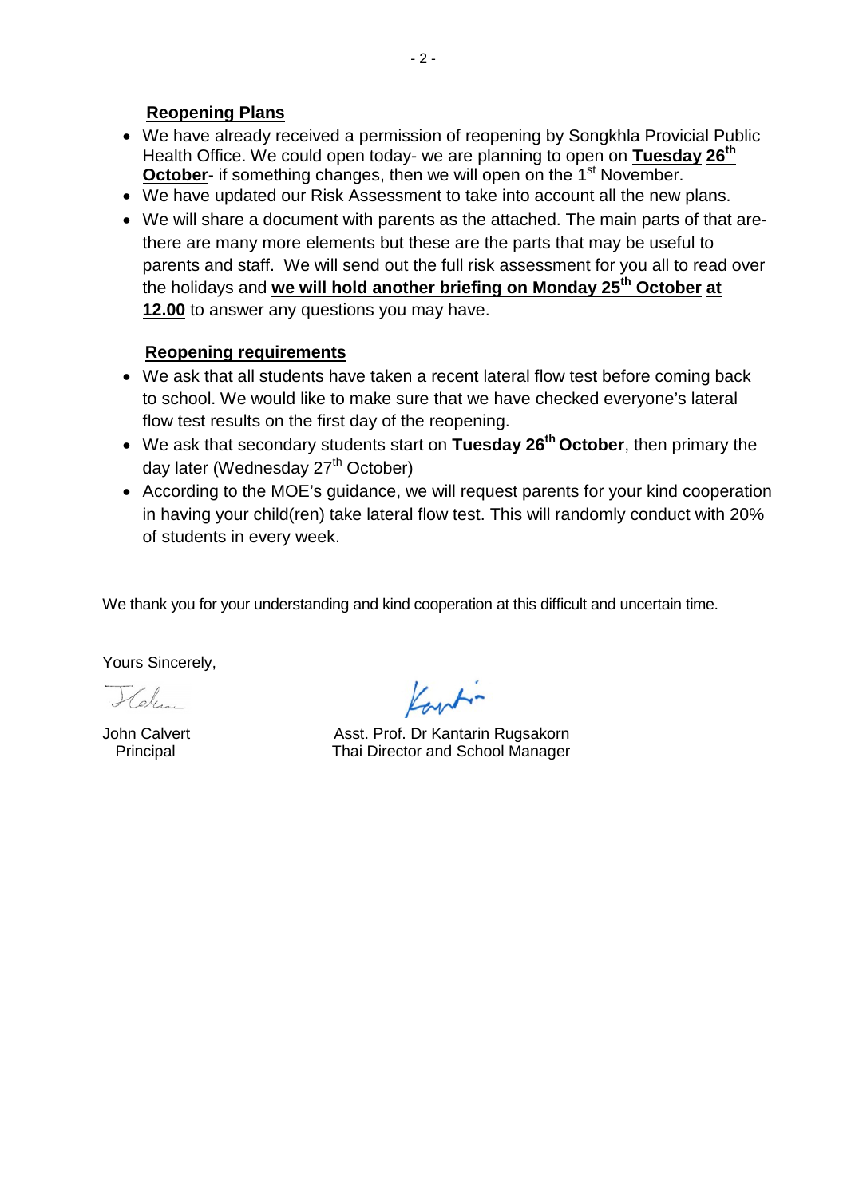**Reopening Plans**

- We have already received a permission of reopening by Songkhla Provicial Public Health Office. We could open today- we are planning to open on **Tuesday 26th October**- if something changes, then we will open on the 1st November.
- We have updated our Risk Assessment to take into account all the new plans.
- We will share a document with parents as the attached. The main parts of that are- there are many more elements but these are the parts that may be useful to parents and staff. We will send out the full risk assessment for you all to read over the holidays and **we will hold another briefing on Monday 25th October at 12.00** to answer any questions you may have.

**Reopening requirements**

- We ask that all students have taken a recent lateral flow test before coming back to school. We would like to make sure that we have checked everyone's lateral flow test results on the first day of the reopening.
- We ask that secondary students start on **Tuesday 26th October**, then primary the day later (Wednesday 27th October)
- According to the MOE's guidance, we will request parents for your kind cooperation in having your child(ren) take lateral flow test. This will randomly conduct with 20% of students in every week.

We thank you for your understanding and kind cooperation at this difficult and uncertain time.

Yours Sincerely,

John Calvert
Principal

Asst. Prof. Dr Kantarin Rugsakorn
Thai Director and School Manager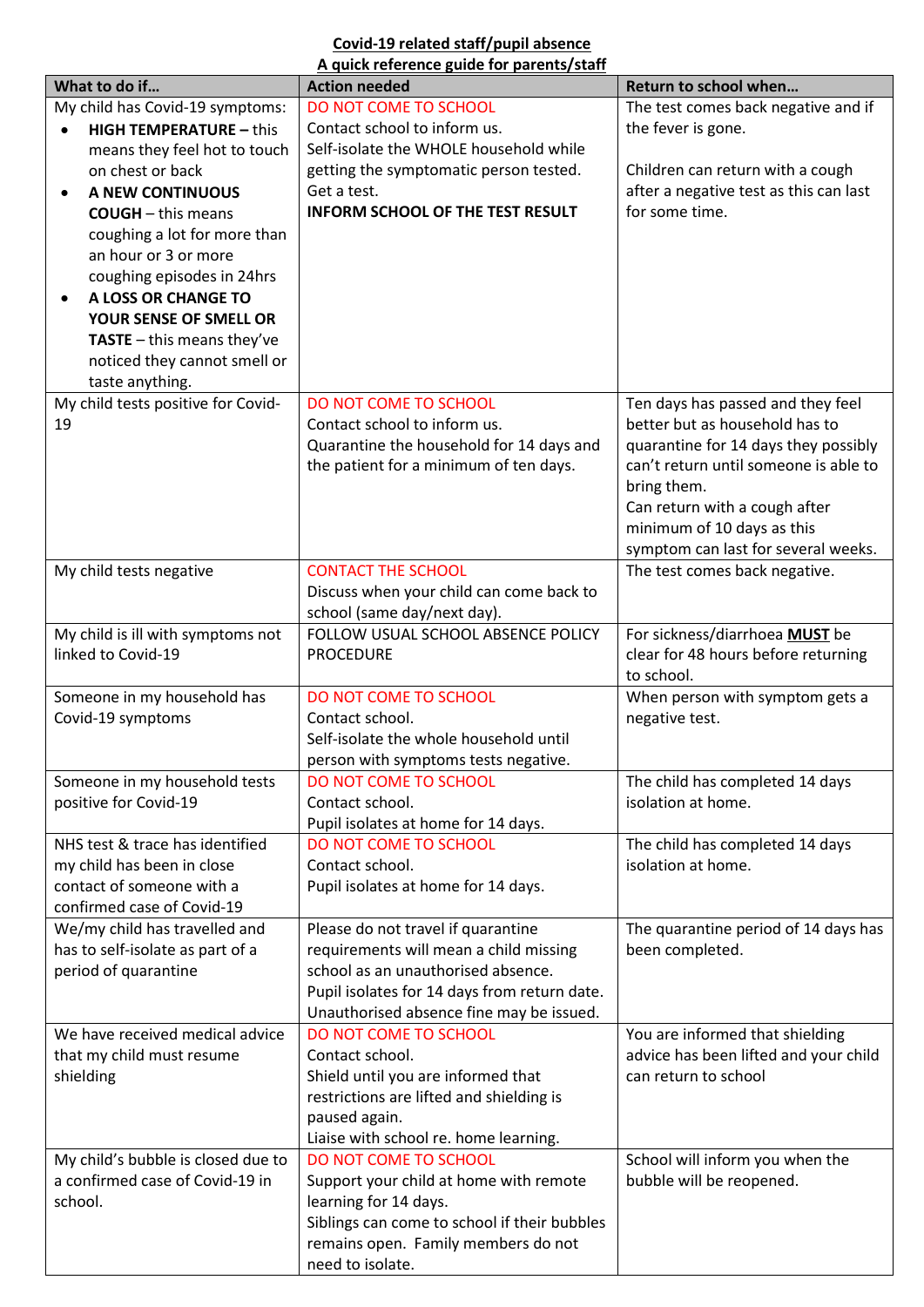**Covid-19 related staff/pupil absence**

**A quick reference guide for parents/staff**

| What to do if… | Action needed | Return to school when… |
|---|---|---|
| My child has Covid-19 symptoms:<br>• **HIGH TEMPERATURE –** this means they feel hot to touch on chest or back<br>• **A NEW CONTINUOUS COUGH** – this means coughing a lot for more than an hour or 3 or more coughing episodes in 24hrs<br>• **A LOSS OR CHANGE TO YOUR SENSE OF SMELL OR TASTE** – this means they've noticed they cannot smell or taste anything. | DO NOT COME TO SCHOOL<br>Contact school to inform us.<br>Self-isolate the WHOLE household while getting the symptomatic person tested.<br>Get a test.<br>**INFORM SCHOOL OF THE TEST RESULT** | The test comes back negative and if the fever is gone.<br><br>Children can return with a cough after a negative test as this can last for some time. |
| My child tests positive for Covid-19 | DO NOT COME TO SCHOOL<br>Contact school to inform us.<br>Quarantine the household for 14 days and the patient for a minimum of ten days. | Ten days has passed and they feel better but as household has to quarantine for 14 days they possibly can't return until someone is able to bring them.<br>Can return with a cough after minimum of 10 days as this symptom can last for several weeks. |
| My child tests negative | CONTACT THE SCHOOL<br>Discuss when your child can come back to school (same day/next day). | The test comes back negative. |
| My child is ill with symptoms not linked to Covid-19 | FOLLOW USUAL SCHOOL ABSENCE POLICY PROCEDURE | For sickness/diarrhoea **MUST** be clear for 48 hours before returning to school. |
| Someone in my household has Covid-19 symptoms | DO NOT COME TO SCHOOL<br>Contact school.<br>Self-isolate the whole household until person with symptoms tests negative. | When person with symptom gets a negative test. |
| Someone in my household tests positive for Covid-19 | DO NOT COME TO SCHOOL<br>Contact school.<br>Pupil isolates at home for 14 days. | The child has completed 14 days isolation at home. |
| NHS test & trace has identified my child has been in close contact of someone with a confirmed case of Covid-19 | DO NOT COME TO SCHOOL<br>Contact school.<br>Pupil isolates at home for 14 days. | The child has completed 14 days isolation at home. |
| We/my child has travelled and has to self-isolate as part of a period of quarantine | Please do not travel if quarantine requirements will mean a child missing school as an unauthorised absence.<br>Pupil isolates for 14 days from return date.<br>Unauthorised absence fine may be issued. | The quarantine period of 14 days has been completed. |
| We have received medical advice that my child must resume shielding | DO NOT COME TO SCHOOL<br>Contact school.<br>Shield until you are informed that restrictions are lifted and shielding is paused again.<br>Liaise with school re. home learning. | You are informed that shielding advice has been lifted and your child can return to school |
| My child's bubble is closed due to a confirmed case of Covid-19 in school. | DO NOT COME TO SCHOOL<br>Support your child at home with remote learning for 14 days.<br>Siblings can come to school if their bubbles remains open. Family members do not need to isolate. | School will inform you when the bubble will be reopened. |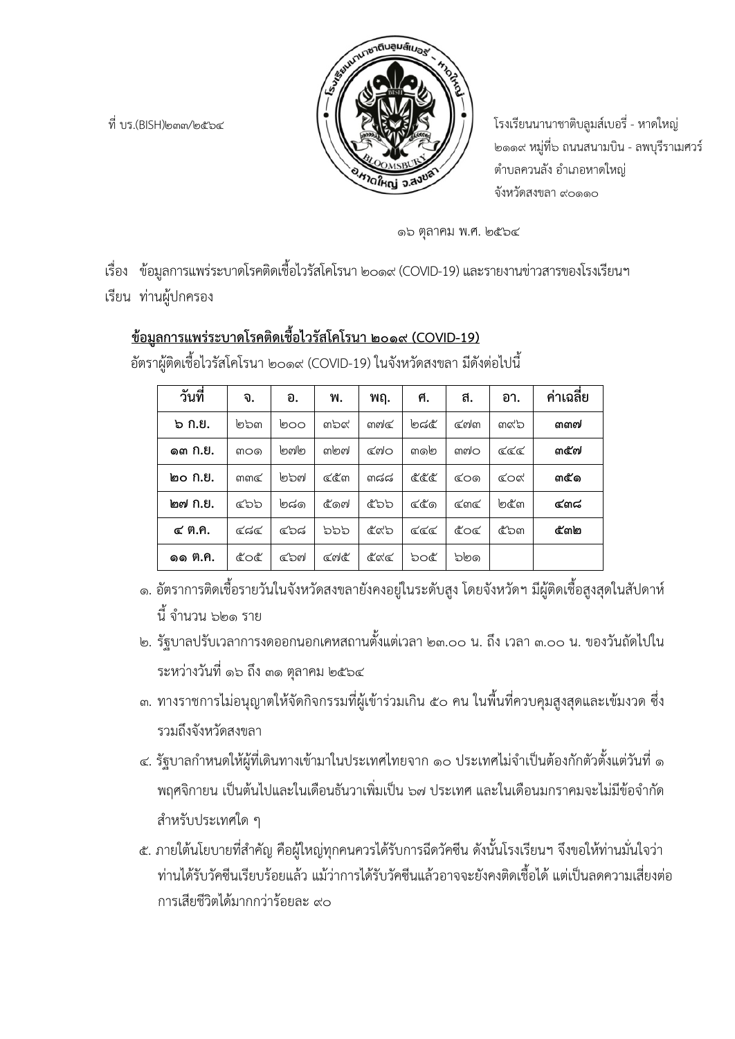ที่ บร.(BISH)๒๓๓/๒๕๖๔

โรงเรียนนานาชาติบลูมส์เบอรี่ - หาดใหญ่
๒๑๑๙ หมู่ที่๖ ถนนสนามบิน - ลพบุรีราเมศวร์
ตำบลควนลัง อำเภอหาดใหญ่
จังหวัดสงขลา ๙๐๑๑๐

๑๖ ตุลาคม พ.ศ. ๒๕๖๔

เรื่อง ข้อมูลการแพร่ระบาดโรคติดเชื้อไวรัสโคโรนา ๒๐๑๙ (COVID-19) และรายงานข่าวสารของโรงเรียนฯ

เรียน ท่านผู้ปกครอง

**ข้อมูลการแพร่ระบาดโรคติดเชื้อไวรัสโคโรนา ๒๐๑๙ (COVID-19)**

อัตราผู้ติดเชื้อไวรัสโคโรนา ๒๐๑๙ (COVID-19) ในจังหวัดสงขลา มีดังต่อไปนี้

| วันที่ | จ. | อ. | พ. | พฤ. | ศ. | ส. | อา. | ค่าเฉลี่ย |
|---|---|---|---|---|---|---|---|---|
| **๖ ก.ย.** | ๒๖๓ | ๒๐๐ | ๓๖๙ | ๓๗๔ | ๒๘๕ | ๔๗๓ | ๓๙๖ | **๓๓๗** |
| **๑๓ ก.ย.** | ๓๐๑ | ๒๗๒ | ๓๒๗ | ๔๗๐ | ๓๑๒ | ๓๗๐ | ๔๔๔ | **๓๕๗** |
| **๒๐ ก.ย.** | ๓๓๔ | ๒๖๗ | ๔๕๓ | ๓๘๘ | ๕๕๕ | ๔๐๑ | ๔๐๙ | **๓๕๑** |
| **๒๗ ก.ย.** | ๔๖๖ | ๒๘๑ | ๕๑๗ | ๕๖๖ | ๔๕๑ | ๔๓๔ | ๒๕๓ | **๔๓๘** |
| **๔ ต.ค.** | ๔๘๔ | ๔๖๘ | ๖๖๖ | ๕๙๖ | ๔๔๔ | ๕๐๔ | ๕๖๓ | **๕๓๒** |
| **๑๑ ต.ค.** | ๕๐๕ | ๔๖๗ | ๔๗๕ | ๕๙๔ | ๖๐๕ | ๖๒๑ | | |

๑. อัตราการติดเชื้อรายวันในจังหวัดสงขลายังคงอยู่ในระดับสูง โดยจังหวัดฯ มีผู้ติดเชื้อสูงสุดในสัปดาห์นี้ จำนวน ๖๒๑ ราย

๒. รัฐบาลปรับเวลาการงดออกนอกเคหสถานตั้งแต่เวลา ๒๓.๐๐ น. ถึง เวลา ๓.๐๐ น. ของวันถัดไปในระหว่างวันที่ ๑๖ ถึง ๓๑ ตุลาคม ๒๕๖๔

๓. ทางราชการไม่อนุญาตให้จัดกิจกรรมที่ผู้เข้าร่วมเกิน ๕๐ คน ในพื้นที่ควบคุมสูงสุดและเข้มงวด ซึ่งรวมถึงจังหวัดสงขลา

๔. รัฐบาลกำหนดให้ผู้ที่เดินทางเข้ามาในประเทศไทยจาก ๑๐ ประเทศไม่จำเป็นต้องกักตัวตั้งแต่วันที่ ๑ พฤศจิกายน เป็นต้นไปและในเดือนธันวาเพิ่มเป็น ๖๗ ประเทศ และในเดือนมกราคมจะไม่มีข้อจำกัดสำหรับประเทศใด ๆ

๕. ภายใต้นโยบายที่สำคัญ คือผู้ใหญ่ทุกคนควรได้รับการฉีดวัคซีน ดังนั้นโรงเรียนฯ จึงขอให้ท่านมั่นใจว่าท่านได้รับวัคซีนเรียบร้อยแล้ว แม้ว่าการได้รับวัคซีนแล้วอาจจะยังคงติดเชื้อได้ แต่เป็นลดความเสี่ยงต่อการเสียชีวิตได้มากกว่าร้อยละ ๙๐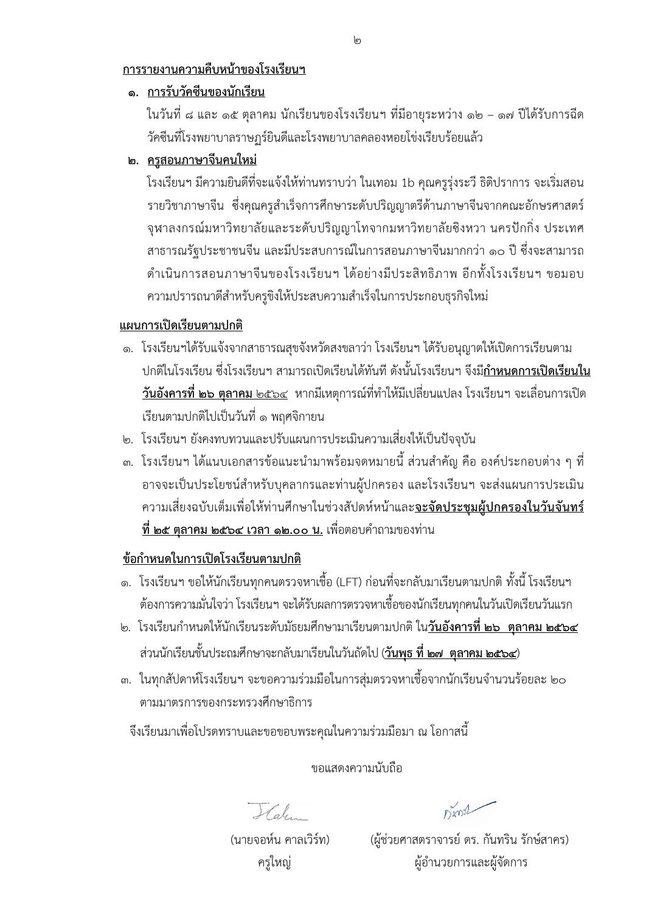**การรายงานความคืบหน้าของโรงเรียนฯ**

๑. **การรับวัคซีนของนักเรียน**

ในวันที่ ๘ และ ๑๕ ตุลาคม นักเรียนของโรงเรียนฯ ที่มีอายุระหว่าง ๑๒ – ๑๗ ปีได้รับการฉีดวัคซีนที่โรงพยาบาลราษฎร์ยินดีและโรงพยาบาลคลองหอยโข่งเรียบร้อยแล้ว

๒. **ครูสอนภาษาจีนคนใหม่**

โรงเรียนฯ มีความยินดีที่จะแจ้งให้ท่านทราบว่า ในเทอม 1b คุณครูรุ่งระวี ธิติปราการ จะเริ่มสอนรายวิชาภาษาจีน ซึ่งคุณครูสำเร็จการศึกษาระดับปริญญาตรีด้านภาษาจีนจากคณะอักษรศาสตร์ จุฬาลงกรณ์มหาวิทยาลัยและระดับปริญญาโทจากมหาวิทยาลัยชิงหวา นครปักกิ่ง ประเทศสาธารณรัฐประชาชนจีน และมีประสบการณ์ในการสอนภาษาจีนมากกว่า ๑๐ ปี ซึ่งจะสามารถดำเนินการสอนภาษาจีนของโรงเรียนฯ ได้อย่างมีประสิทธิภาพ อีกทั้งโรงเรียนฯ ขอมอบความปรารถนาดีสำหรับครูชิงให้ประสบความสำเร็จในการประกอบธุรกิจใหม่

**แผนการเปิดเรียนตามปกติ**

๑. โรงเรียนฯได้รับแจ้งจากสาธารณสุขจังหวัดสงขลาว่า โรงเรียนฯ ได้รับอนุญาตให้เปิดการเรียนตามปกติในโรงเรียน ซึ่งโรงเรียนฯ สามารถเปิดเรียนได้ทันที ดังนั้นโรงเรียนฯ จึงมี**กำหนดการเปิดเรียนในวันอังคารที่ ๒๖ ตุลาคม ๒๕๖๔** หากมีเหตุการณ์ที่ทำให้มีเปลี่ยนแปลง โรงเรียนฯ จะเลื่อนการเปิดเรียนตามปกติไปเป็นวันที่ ๑ พฤศจิกายน
๒. โรงเรียนฯ ยังคงทบทวนและปรับแผนการประเมินความเสี่ยงให้เป็นปัจจุบัน
๓. โรงเรียนฯ ได้แนบเอกสารข้อแนะนำมาพร้อมจดหมายนี้ ส่วนสำคัญ คือ องค์ประกอบต่าง ๆ ที่อาจจะเป็นประโยชน์สำหรับบุคลากรและท่านผู้ปกครอง และโรงเรียนฯ จะส่งแผนการประเมินความเสี่ยงฉบับเต็มเพื่อให้ท่านศึกษาในช่วงสัปดาห์หน้าและ**จะจัดประชุมผู้ปกครองในวันจันทร์ที่ ๒๕ ตุลาคม ๒๕๖๔ เวลา ๑๒.๐๐ น.** เพื่อตอบคำถามของท่าน

**ข้อกำหนดในการเปิดโรงเรียนตามปกติ**

๑. โรงเรียนฯ ขอให้นักเรียนทุกคนตรวจหาเชื้อ (LFT) ก่อนที่จะกลับมาเรียนตามปกติ ทั้งนี้ โรงเรียนฯ ต้องการความมั่นใจว่า โรงเรียนฯ จะได้รับผลการตรวจหาเชื้อของนักเรียนทุกคนในวันเปิดเรียนวันแรก
๒. โรงเรียนกำหนดให้นักเรียนระดับมัธยมศึกษามาเรียนตามปกติ ใน**วันอังคารที่ ๒๖ ตุลาคม ๒๕๖๔** ส่วนนักเรียนชั้นประถมศึกษาจะกลับมาเรียนในวันถัดไป (**วันพุธ ที่ ๒๗ ตุลาคม ๒๕๖๔**)
๓. ในทุกสัปดาห์โรงเรียนฯ จะขอความร่วมมือในการสุ่มตรวจหาเชื้อจากนักเรียนจำนวนร้อยละ ๒๐ ตามมาตรการของกระทรวงศึกษาธิการ

จึงเรียนมาเพื่อโปรดทราบและขอขอบพระคุณในความร่วมมือมา ณ โอกาสนี้

ขอแสดงความนับถือ

(นายจอห์น คาลเวิร์ท)
ครูใหญ่

(ผู้ช่วยศาสตราจารย์ ดร. กันทริน รักษ์สาคร)
ผู้อำนวยการและผู้จัดการ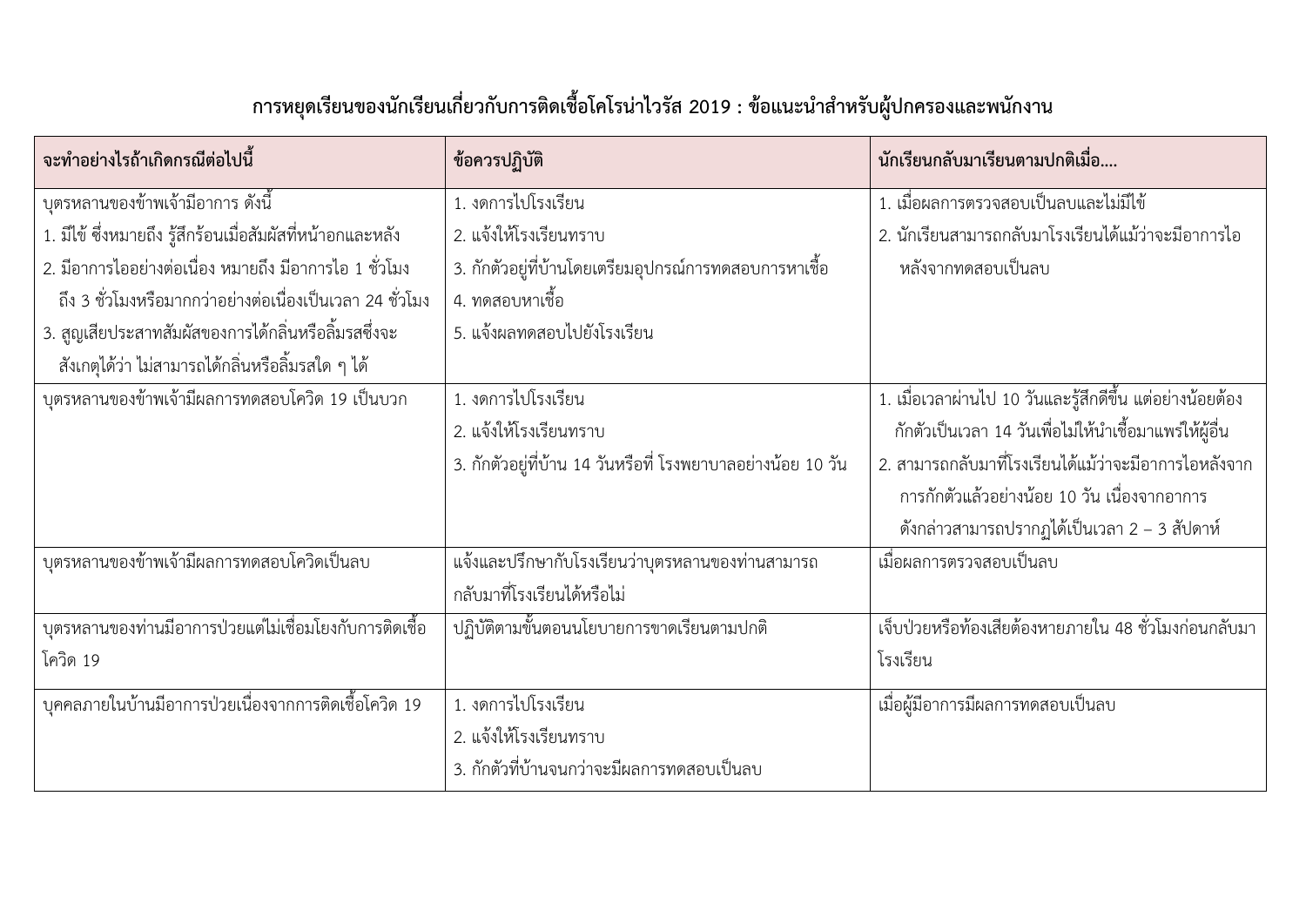## การหยุดเรียนของนักเรียนเกี่ยวกับการติดเชื้อโคโรน่าไวรัส 2019 : ข้อแนะนำสำหรับผู้ปกครองและพนักงาน

| จะทำอย่างไรถ้าเกิดกรณีต่อไปนี้ | ข้อควรปฏิบัติ | นักเรียนกลับมาเรียนตามปกติเมื่อ.... |
|---|---|---|
| บุตรหลานของข้าพเจ้ามีอาการ ดังนี้<br>1. มีไข้ ซึ่งหมายถึง รู้สึกร้อนเมื่อสัมผัสที่หน้าอกและหลัง<br>2. มีอาการไออย่างต่อเนื่อง หมายถึง มีอาการไอ 1 ชั่วโมง ถึง 3 ชั่วโมงหรือมากกว่าอย่างต่อเนื่องเป็นเวลา 24 ชั่วโมง<br>3. สูญเสียประสาทสัมผัสของการได้กลิ่นหรือลิ้มรสซึ่งจะสังเกตุได้ว่า ไม่สามารถได้กลิ่นหรือลิ้มรสใด ๆ ได้ | 1. งดการไปโรงเรียน<br>2. แจ้งให้โรงเรียนทราบ<br>3. กักตัวอยู่ที่บ้านโดยเตรียมอุปกรณ์การทดสอบการหาเชื้อ<br>4. ทดสอบหาเชื้อ<br>5. แจ้งผลทดสอบไปยังโรงเรียน | 1. เมื่อผลการตรวจสอบเป็นลบและไม่มีไข้<br>2. นักเรียนสามารถกลับมาโรงเรียนได้แม้ว่าจะมีอาการไอหลังจากทดสอบเป็นลบ |
| บุตรหลานของข้าพเจ้ามีผลการทดสอบโควิด 19 เป็นบวก | 1. งดการไปโรงเรียน<br>2. แจ้งให้โรงเรียนทราบ<br>3. กักตัวอยู่ที่บ้าน 14 วันหรือที่ โรงพยาบาลอย่างน้อย 10 วัน | 1. เมื่อเวลาผ่านไป 10 วันและรู้สึกดีขึ้น แต่อย่างน้อยต้องกักตัวเป็นเวลา 14 วันเพื่อไม่ให้นำเชื้อมาแพร่ให้ผู้อื่น<br>2. สามารถกลับมาที่โรงเรียนได้แม้ว่าจะมีอาการไอหลังจากการกักตัวแล้วอย่างน้อย 10 วัน เนื่องจากอาการดังกล่าวสามารถปรากฏได้เป็นเวลา 2 – 3 สัปดาห์ |
| บุตรหลานของข้าพเจ้ามีผลการทดสอบโควิดเป็นลบ | แจ้งและปรึกษากับโรงเรียนว่าบุตรหลานของท่านสามารถกลับมาที่โรงเรียนได้หรือไม่ | เมื่อผลการตรวจสอบเป็นลบ |
| บุตรหลานของท่านมีอาการป่วยแต่ไม่เชื่อมโยงกับการติดเชื้อโควิด 19 | ปฏิบัติตามขั้นตอนนโยบายการขาดเรียนตามปกติ | เจ็บป่วยหรือท้องเสียต้องหายภายใน 48 ชั่วโมงก่อนกลับมาโรงเรียน |
| บุคคลภายในบ้านมีอาการป่วยเนื่องจากการติดเชื้อโควิด 19 | 1. งดการไปโรงเรียน<br>2. แจ้งให้โรงเรียนทราบ<br>3. กักตัวที่บ้านจนกว่าจะมีผลการทดสอบเป็นลบ | เมื่อผู้มีอาการมีผลการทดสอบเป็นลบ |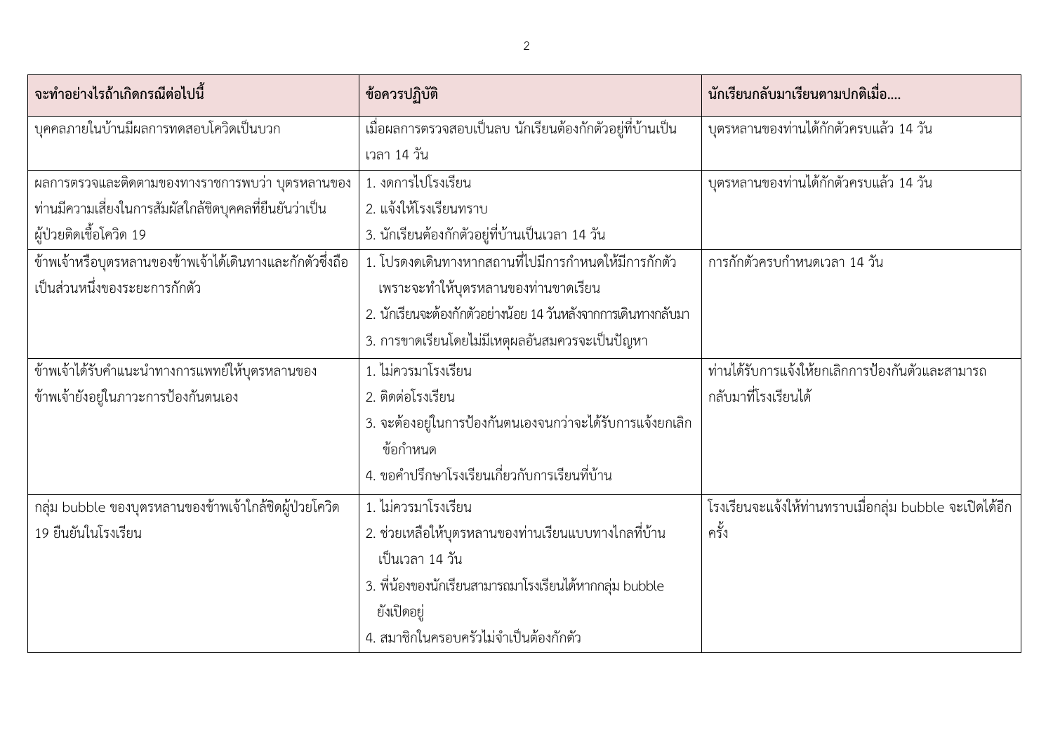| จะทำอย่างไรถ้าเกิดกรณีต่อไปนี้ | ข้อควรปฏิบัติ | นักเรียนกลับมาเรียนตามปกติเมื่อ.... |
|---|---|---|
| บุคคลภายในบ้านมีผลการทดสอบโควิดเป็นบวก | เมื่อผลการตรวจสอบเป็นลบ นักเรียนต้องกักตัวอยู่ที่บ้านเป็นเวลา 14 วัน | บุตรหลานของท่านได้กักตัวครบแล้ว 14 วัน |
| ผลการตรวจและติดตามของทางราชการพบว่า บุตรหลานของท่านมีความเสี่ยงในการสัมผัสใกล้ชิดบุคคลที่ยืนยันว่าเป็นผู้ป่วยติดเชื้อโควิด 19 | 1. งดการไปโรงเรียน<br>2. แจ้งให้โรงเรียนทราบ<br>3. นักเรียนต้องกักตัวอยู่ที่บ้านเป็นเวลา 14 วัน | บุตรหลานของท่านได้กักตัวครบแล้ว 14 วัน |
| ข้าพเจ้าหรือบุตรหลานของข้าพเจ้าได้เดินทางและกักตัวซึ่งถือเป็นส่วนหนึ่งของระยะการกักตัว | 1. โปรดงดเดินทางหากสถานที่ไปมีการกำหนดให้มีการกักตัว เพราะจะทำให้บุตรหลานของท่านขาดเรียน<br>2. นักเรียนจะต้องกักตัวอย่างน้อย 14 วันหลังจากการเดินทางกลับมา<br>3. การขาดเรียนโดยไม่มีเหตุผลอันสมควรจะเป็นปัญหา | การกักตัวครบกำหนดเวลา 14 วัน |
| ข้าพเจ้าได้รับคำแนะนำทางการแพทย์ให้บุตรหลานของข้าพเจ้ายังอยู่ในภาวะการป้องกันตนเอง | 1. ไม่ควรมาโรงเรียน<br>2. ติดต่อโรงเรียน<br>3. จะต้องอยู่ในการป้องกันตนเองจนกว่าจะได้รับการแจ้งยกเลิกข้อกำหนด<br>4. ขอคำปรึกษาโรงเรียนเกี่ยวกับการเรียนที่บ้าน | ท่านได้รับการแจ้งให้ยกเลิกการป้องกันตัวและสามารถกลับมาที่โรงเรียนได้ |
| กลุ่ม bubble ของบุตรหลานของข้าพเจ้าใกล้ชิดผู้ป่วยโควิด 19 ยืนยันในโรงเรียน | 1. ไม่ควรมาโรงเรียน<br>2. ช่วยเหลือให้บุตรหลานของท่านเรียนแบบทางไกลที่บ้านเป็นเวลา 14 วัน<br>3. พี่น้องของนักเรียนสามารถมาโรงเรียนได้หากกลุ่ม bubble ยังเปิดอยู่<br>4. สมาชิกในครอบครัวไม่จำเป็นต้องกักตัว | โรงเรียนจะแจ้งให้ท่านทราบเมื่อกลุ่ม bubble จะเปิดได้อีกครั้ง |